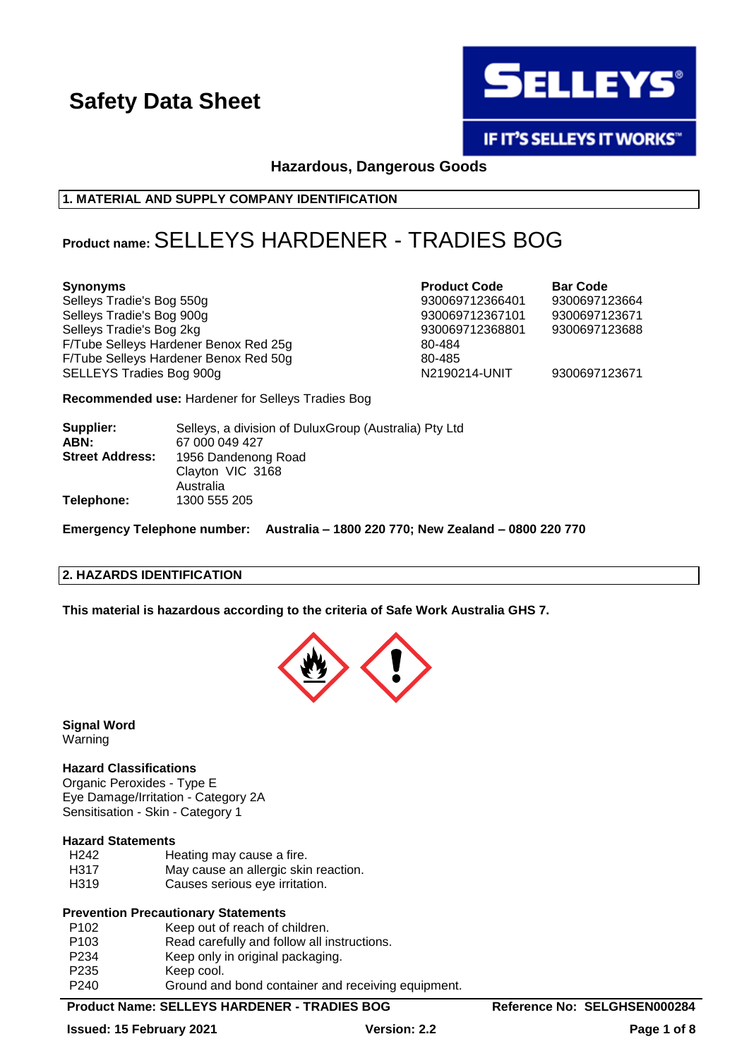# Safety Data Sheet

**Hazardous, Dangerous Goods**

## 1. MATERIAL AND SUPPLY COMPANY IDENTIFICATION

**Product name:** SELLEYS HARDENER - TRADIES BOG

| Synonyms | Product Code | Bar Code |
|---|---|---|
| Selleys Tradie's Bog 550g | 930069712366401 | 9300697123664 |
| Selleys Tradie's Bog 900g | 930069712367101 | 9300697123671 |
| Selleys Tradie's Bog 2kg | 930069712368801 | 9300697123688 |
| F/Tube Selleys Hardener Benox Red 25g | 80-484 | |
| F/Tube Selleys Hardener Benox Red 50g | 80-485 | |
| SELLEYS Tradies Bog 900g | N2190214-UNIT | 9300697123671 |

**Recommended use:** Hardener for Selleys Tradies Bog

**Supplier:** Selleys, a division of DuluxGroup (Australia) Pty Ltd
**ABN:** 67 000 049 427
**Street Address:** 1956 Dandenong Road
Clayton VIC 3168
Australia
**Telephone:** 1300 555 205

**Emergency Telephone number:** **Australia – 1800 220 770; New Zealand – 0800 220 770**

## 2. HAZARDS IDENTIFICATION

**This material is hazardous according to the criteria of Safe Work Australia GHS 7.**

**Signal Word**
Warning

**Hazard Classifications**
Organic Peroxides - Type E
Eye Damage/Irritation - Category 2A
Sensitisation - Skin - Category 1

**Hazard Statements**

| | |
|---|---|
| H242 | Heating may cause a fire. |
| H317 | May cause an allergic skin reaction. |
| H319 | Causes serious eye irritation. |

**Prevention Precautionary Statements**

| | |
|---|---|
| P102 | Keep out of reach of children. |
| P103 | Read carefully and follow all instructions. |
| P234 | Keep only in original packaging. |
| P235 | Keep cool. |
| P240 | Ground and bond container and receiving equipment. |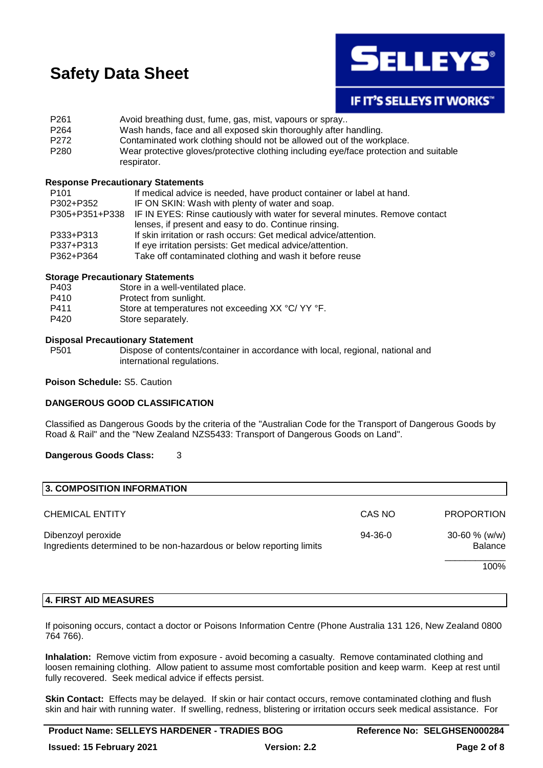P261 Avoid breathing dust, fume, gas, mist, vapours or spray..
P264 Wash hands, face and all exposed skin thoroughly after handling.
P272 Contaminated work clothing should not be allowed out of the workplace.
P280 Wear protective gloves/protective clothing including eye/face protection and suitable respirator.

**Response Precautionary Statements**

P101 If medical advice is needed, have product container or label at hand.
P302+P352 IF ON SKIN: Wash with plenty of water and soap.
P305+P351+P338 IF IN EYES: Rinse cautiously with water for several minutes. Remove contact lenses, if present and easy to do. Continue rinsing.
P333+P313 If skin irritation or rash occurs: Get medical advice/attention.
P337+P313 If eye irritation persists: Get medical advice/attention.
P362+P364 Take off contaminated clothing and wash it before reuse

**Storage Precautionary Statements**

P403 Store in a well-ventilated place.
P410 Protect from sunlight.
P411 Store at temperatures not exceeding XX °C/ YY °F.
P420 Store separately.

**Disposal Precautionary Statement**

P501 Dispose of contents/container in accordance with local, regional, national and international regulations.

**Poison Schedule:** S5. Caution

**DANGEROUS GOOD CLASSIFICATION**

Classified as Dangerous Goods by the criteria of the "Australian Code for the Transport of Dangerous Goods by Road & Rail" and the "New Zealand NZS5433: Transport of Dangerous Goods on Land".

**Dangerous Goods Class:** 3

## 3. COMPOSITION INFORMATION

| CHEMICAL ENTITY | CAS NO | PROPORTION |
|---|---|---|
| Dibenzoyl peroxide | 94-36-0 | 30-60 % (w/w) |
| Ingredients determined to be non-hazardous or below reporting limits | | Balance |
| | | 100% |

## 4. FIRST AID MEASURES

If poisoning occurs, contact a doctor or Poisons Information Centre (Phone Australia 131 126, New Zealand 0800 764 766).

**Inhalation:** Remove victim from exposure - avoid becoming a casualty. Remove contaminated clothing and loosen remaining clothing. Allow patient to assume most comfortable position and keep warm. Keep at rest until fully recovered. Seek medical advice if effects persist.

**Skin Contact:** Effects may be delayed. If skin or hair contact occurs, remove contaminated clothing and flush skin and hair with running water. If swelling, redness, blistering or irritation occurs seek medical assistance. For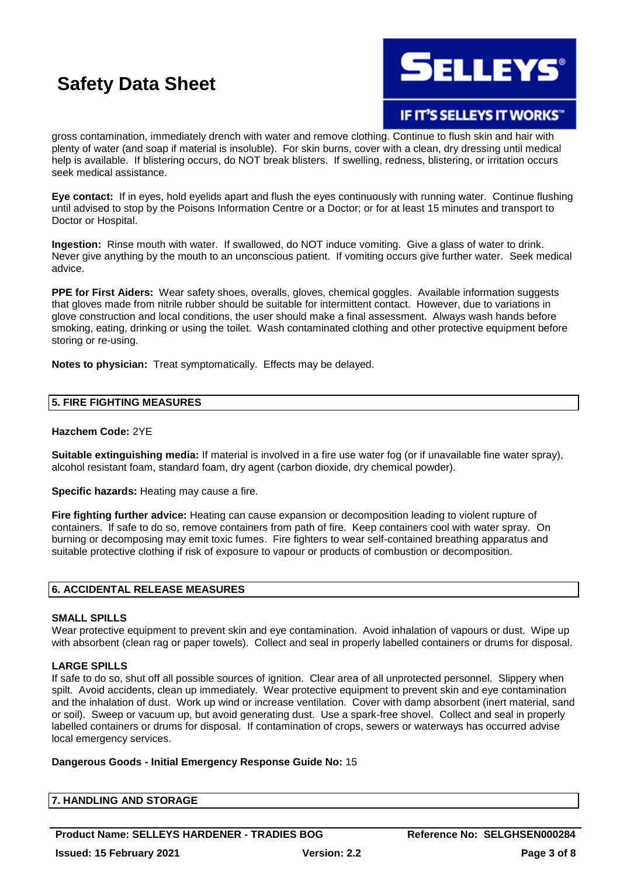gross contamination, immediately drench with water and remove clothing. Continue to flush skin and hair with plenty of water (and soap if material is insoluble). For skin burns, cover with a clean, dry dressing until medical help is available. If blistering occurs, do NOT break blisters. If swelling, redness, blistering, or irritation occurs seek medical assistance.

**Eye contact:** If in eyes, hold eyelids apart and flush the eyes continuously with running water. Continue flushing until advised to stop by the Poisons Information Centre or a Doctor; or for at least 15 minutes and transport to Doctor or Hospital.

**Ingestion:** Rinse mouth with water. If swallowed, do NOT induce vomiting. Give a glass of water to drink. Never give anything by the mouth to an unconscious patient. If vomiting occurs give further water. Seek medical advice.

**PPE for First Aiders:** Wear safety shoes, overalls, gloves, chemical goggles. Available information suggests that gloves made from nitrile rubber should be suitable for intermittent contact. However, due to variations in glove construction and local conditions, the user should make a final assessment. Always wash hands before smoking, eating, drinking or using the toilet. Wash contaminated clothing and other protective equipment before storing or re-using.

**Notes to physician:** Treat symptomatically. Effects may be delayed.

## 5. FIRE FIGHTING MEASURES

**Hazchem Code:** 2YE

**Suitable extinguishing media:** If material is involved in a fire use water fog (or if unavailable fine water spray), alcohol resistant foam, standard foam, dry agent (carbon dioxide, dry chemical powder).

**Specific hazards:** Heating may cause a fire.

**Fire fighting further advice:** Heating can cause expansion or decomposition leading to violent rupture of containers. If safe to do so, remove containers from path of fire. Keep containers cool with water spray. On burning or decomposing may emit toxic fumes. Fire fighters to wear self-contained breathing apparatus and suitable protective clothing if risk of exposure to vapour or products of combustion or decomposition.

## 6. ACCIDENTAL RELEASE MEASURES

### SMALL SPILLS

Wear protective equipment to prevent skin and eye contamination. Avoid inhalation of vapours or dust. Wipe up with absorbent (clean rag or paper towels). Collect and seal in properly labelled containers or drums for disposal.

### LARGE SPILLS

If safe to do so, shut off all possible sources of ignition. Clear area of all unprotected personnel. Slippery when spilt. Avoid accidents, clean up immediately. Wear protective equipment to prevent skin and eye contamination and the inhalation of dust. Work up wind or increase ventilation. Cover with damp absorbent (inert material, sand or soil). Sweep or vacuum up, but avoid generating dust. Use a spark-free shovel. Collect and seal in properly labelled containers or drums for disposal. If contamination of crops, sewers or waterways has occurred advise local emergency services.

**Dangerous Goods - Initial Emergency Response Guide No:** 15

## 7. HANDLING AND STORAGE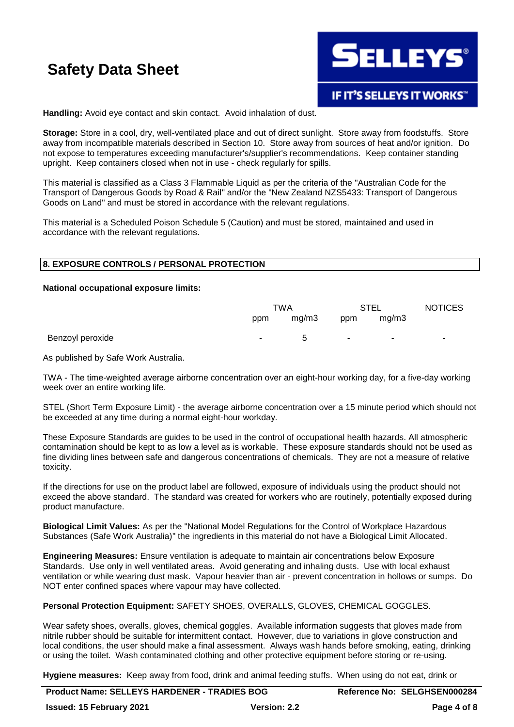**Handling:** Avoid eye contact and skin contact. Avoid inhalation of dust.

**Storage:** Store in a cool, dry, well-ventilated place and out of direct sunlight. Store away from foodstuffs. Store away from incompatible materials described in Section 10. Store away from sources of heat and/or ignition. Do not expose to temperatures exceeding manufacturer's/supplier's recommendations. Keep container standing upright. Keep containers closed when not in use - check regularly for spills.

This material is classified as a Class 3 Flammable Liquid as per the criteria of the "Australian Code for the Transport of Dangerous Goods by Road & Rail" and/or the "New Zealand NZS5433: Transport of Dangerous Goods on Land" and must be stored in accordance with the relevant regulations.

This material is a Scheduled Poison Schedule 5 (Caution) and must be stored, maintained and used in accordance with the relevant regulations.

## 8. EXPOSURE CONTROLS / PERSONAL PROTECTION

**National occupational exposure limits:**

| | TWA | | STEL | | NOTICES |
|---|---|---|---|---|---|
| | ppm | mg/m3 | ppm | mg/m3 | |
| Benzoyl peroxide | - | 5 | - | - | - |

As published by Safe Work Australia.

TWA - The time-weighted average airborne concentration over an eight-hour working day, for a five-day working week over an entire working life.

STEL (Short Term Exposure Limit) - the average airborne concentration over a 15 minute period which should not be exceeded at any time during a normal eight-hour workday.

These Exposure Standards are guides to be used in the control of occupational health hazards. All atmospheric contamination should be kept to as low a level as is workable. These exposure standards should not be used as fine dividing lines between safe and dangerous concentrations of chemicals. They are not a measure of relative toxicity.

If the directions for use on the product label are followed, exposure of individuals using the product should not exceed the above standard. The standard was created for workers who are routinely, potentially exposed during product manufacture.

**Biological Limit Values:** As per the "National Model Regulations for the Control of Workplace Hazardous Substances (Safe Work Australia)" the ingredients in this material do not have a Biological Limit Allocated.

**Engineering Measures:** Ensure ventilation is adequate to maintain air concentrations below Exposure Standards. Use only in well ventilated areas. Avoid generating and inhaling dusts. Use with local exhaust ventilation or while wearing dust mask. Vapour heavier than air - prevent concentration in hollows or sumps. Do NOT enter confined spaces where vapour may have collected.

**Personal Protection Equipment:** SAFETY SHOES, OVERALLS, GLOVES, CHEMICAL GOGGLES.

Wear safety shoes, overalls, gloves, chemical goggles. Available information suggests that gloves made from nitrile rubber should be suitable for intermittent contact. However, due to variations in glove construction and local conditions, the user should make a final assessment. Always wash hands before smoking, eating, drinking or using the toilet. Wash contaminated clothing and other protective equipment before storing or re-using.

**Hygiene measures:** Keep away from food, drink and animal feeding stuffs. When using do not eat, drink or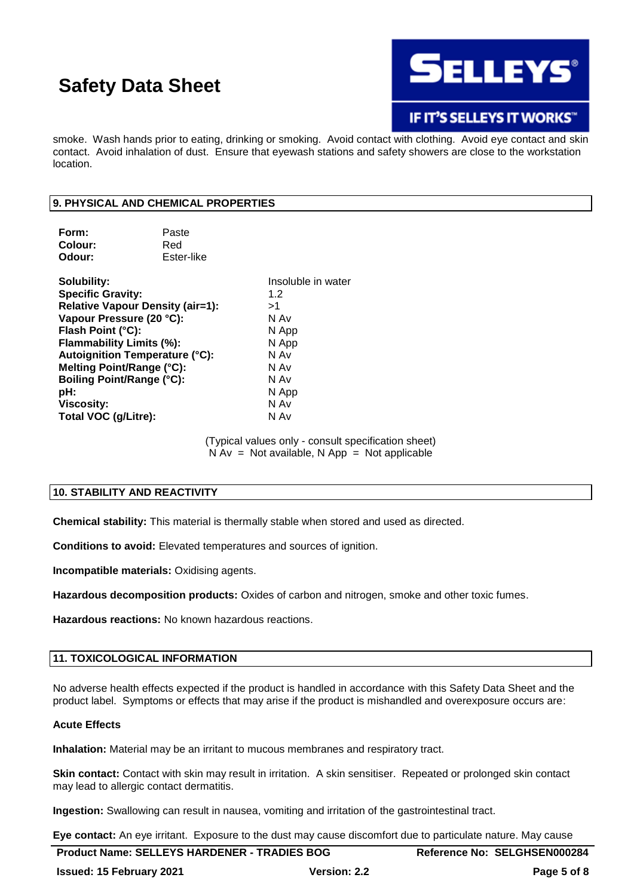smoke. Wash hands prior to eating, drinking or smoking. Avoid contact with clothing. Avoid eye contact and skin contact. Avoid inhalation of dust. Ensure that eyewash stations and safety showers are close to the workstation location.

## 9. PHYSICAL AND CHEMICAL PROPERTIES

**Form:** Paste
**Colour:** Red
**Odour:** Ester-like

| | |
|---|---|
| **Solubility:** | Insoluble in water |
| **Specific Gravity:** | 1.2 |
| **Relative Vapour Density (air=1):** | >1 |
| **Vapour Pressure (20 °C):** | N Av |
| **Flash Point (°C):** | N App |
| **Flammability Limits (%):** | N App |
| **Autoignition Temperature (°C):** | N Av |
| **Melting Point/Range (°C):** | N Av |
| **Boiling Point/Range (°C):** | N Av |
| **pH:** | N App |
| **Viscosity:** | N Av |
| **Total VOC (g/Litre):** | N Av |

(Typical values only - consult specification sheet)
N Av = Not available, N App = Not applicable

## 10. STABILITY AND REACTIVITY

**Chemical stability:** This material is thermally stable when stored and used as directed.

**Conditions to avoid:** Elevated temperatures and sources of ignition.

**Incompatible materials:** Oxidising agents.

**Hazardous decomposition products:** Oxides of carbon and nitrogen, smoke and other toxic fumes.

**Hazardous reactions:** No known hazardous reactions.

## 11. TOXICOLOGICAL INFORMATION

No adverse health effects expected if the product is handled in accordance with this Safety Data Sheet and the product label. Symptoms or effects that may arise if the product is mishandled and overexposure occurs are:

**Acute Effects**

**Inhalation:** Material may be an irritant to mucous membranes and respiratory tract.

**Skin contact:** Contact with skin may result in irritation. A skin sensitiser. Repeated or prolonged skin contact may lead to allergic contact dermatitis.

**Ingestion:** Swallowing can result in nausea, vomiting and irritation of the gastrointestinal tract.

**Eye contact:** An eye irritant. Exposure to the dust may cause discomfort due to particulate nature. May cause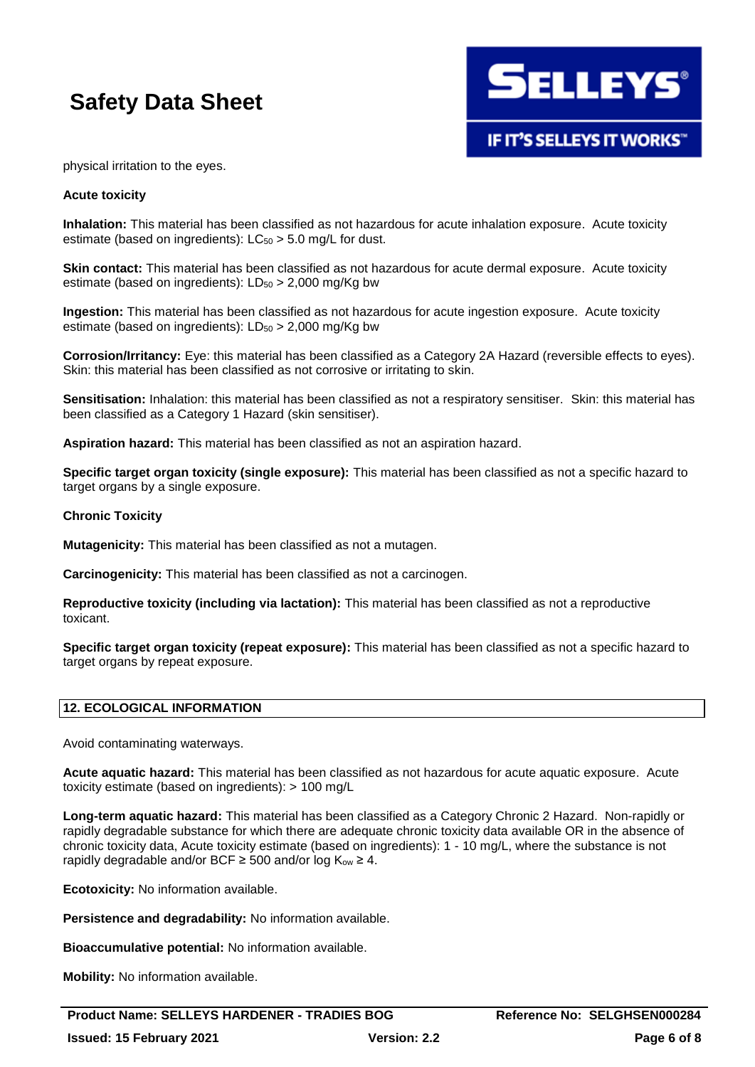physical irritation to the eyes.

**Acute toxicity**

**Inhalation:** This material has been classified as not hazardous for acute inhalation exposure. Acute toxicity estimate (based on ingredients): $LC_{50}$ > 5.0 mg/L for dust.

**Skin contact:** This material has been classified as not hazardous for acute dermal exposure. Acute toxicity estimate (based on ingredients): $LD_{50}$ > 2,000 mg/Kg bw

**Ingestion:** This material has been classified as not hazardous for acute ingestion exposure. Acute toxicity estimate (based on ingredients): $LD_{50}$ > 2,000 mg/Kg bw

**Corrosion/Irritancy:** Eye: this material has been classified as a Category 2A Hazard (reversible effects to eyes). Skin: this material has been classified as not corrosive or irritating to skin.

**Sensitisation:** Inhalation: this material has been classified as not a respiratory sensitiser. Skin: this material has been classified as a Category 1 Hazard (skin sensitiser).

**Aspiration hazard:** This material has been classified as not an aspiration hazard.

**Specific target organ toxicity (single exposure):** This material has been classified as not a specific hazard to target organs by a single exposure.

**Chronic Toxicity**

**Mutagenicity:** This material has been classified as not a mutagen.

**Carcinogenicity:** This material has been classified as not a carcinogen.

**Reproductive toxicity (including via lactation):** This material has been classified as not a reproductive toxicant.

**Specific target organ toxicity (repeat exposure):** This material has been classified as not a specific hazard to target organs by repeat exposure.

## 12. ECOLOGICAL INFORMATION

Avoid contaminating waterways.

**Acute aquatic hazard:** This material has been classified as not hazardous for acute aquatic exposure. Acute toxicity estimate (based on ingredients): > 100 mg/L

**Long-term aquatic hazard:** This material has been classified as a Category Chronic 2 Hazard. Non-rapidly or rapidly degradable substance for which there are adequate chronic toxicity data available OR in the absence of chronic toxicity data, Acute toxicity estimate (based on ingredients): 1 - 10 mg/L, where the substance is not rapidly degradable and/or BCF ≥ 500 and/or log $K_{ow}$ ≥ 4.

**Ecotoxicity:** No information available.

**Persistence and degradability:** No information available.

**Bioaccumulative potential:** No information available.

**Mobility:** No information available.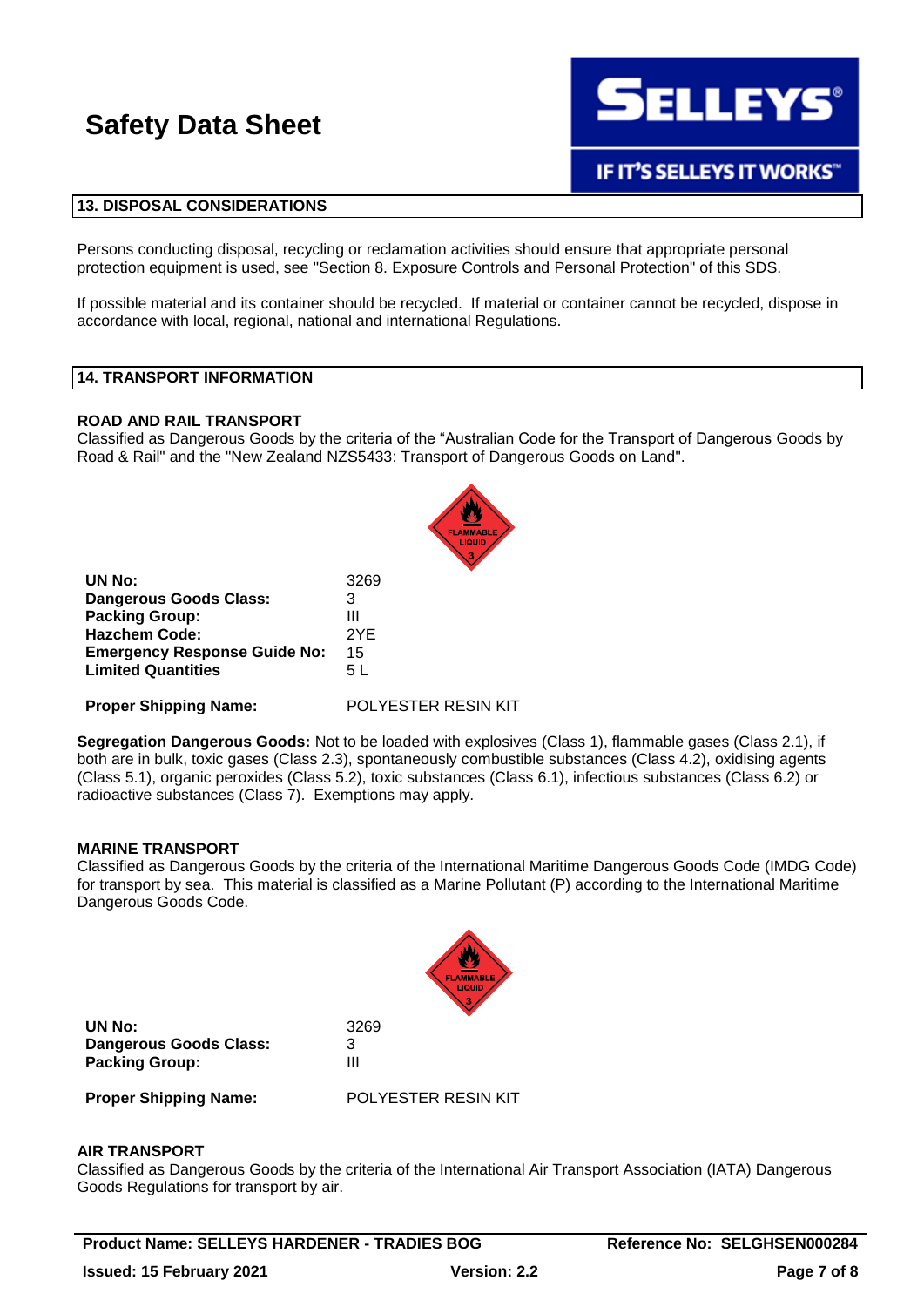## 13. DISPOSAL CONSIDERATIONS

Persons conducting disposal, recycling or reclamation activities should ensure that appropriate personal protection equipment is used, see "Section 8. Exposure Controls and Personal Protection" of this SDS.

If possible material and its container should be recycled. If material or container cannot be recycled, dispose in accordance with local, regional, national and international Regulations.

## 14. TRANSPORT INFORMATION

### ROAD AND RAIL TRANSPORT

Classified as Dangerous Goods by the criteria of the "Australian Code for the Transport of Dangerous Goods by Road & Rail" and the "New Zealand NZS5433: Transport of Dangerous Goods on Land".

| | |
|---|---|
| **UN No:** | 3269 |
| **Dangerous Goods Class:** | 3 |
| **Packing Group:** | III |
| **Hazchem Code:** | 2YE |
| **Emergency Response Guide No:** | 15 |
| **Limited Quantities** | 5 L |
| **Proper Shipping Name:** | POLYESTER RESIN KIT |

**Segregation Dangerous Goods:** Not to be loaded with explosives (Class 1), flammable gases (Class 2.1), if both are in bulk, toxic gases (Class 2.3), spontaneously combustible substances (Class 4.2), oxidising agents (Class 5.1), organic peroxides (Class 5.2), toxic substances (Class 6.1), infectious substances (Class 6.2) or radioactive substances (Class 7). Exemptions may apply.

### MARINE TRANSPORT

Classified as Dangerous Goods by the criteria of the International Maritime Dangerous Goods Code (IMDG Code) for transport by sea. This material is classified as a Marine Pollutant (P) according to the International Maritime Dangerous Goods Code.

| | |
|---|---|
| **UN No:** | 3269 |
| **Dangerous Goods Class:** | 3 |
| **Packing Group:** | III |
| **Proper Shipping Name:** | POLYESTER RESIN KIT |

### AIR TRANSPORT

Classified as Dangerous Goods by the criteria of the International Air Transport Association (IATA) Dangerous Goods Regulations for transport by air.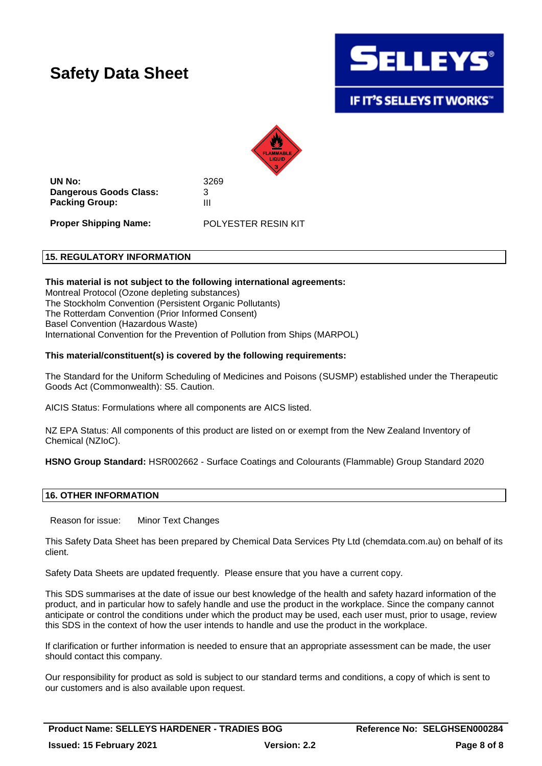# Safety Data Sheet

| | |
|---|---|
| **UN No:** | 3269 |
| **Dangerous Goods Class:** | 3 |
| **Packing Group:** | III |
| **Proper Shipping Name:** | POLYESTER RESIN KIT |

## 15. REGULATORY INFORMATION

**This material is not subject to the following international agreements:**

Montreal Protocol (Ozone depleting substances)
The Stockholm Convention (Persistent Organic Pollutants)
The Rotterdam Convention (Prior Informed Consent)
Basel Convention (Hazardous Waste)
International Convention for the Prevention of Pollution from Ships (MARPOL)

**This material/constituent(s) is covered by the following requirements:**

The Standard for the Uniform Scheduling of Medicines and Poisons (SUSMP) established under the Therapeutic Goods Act (Commonwealth): S5. Caution.

AICIS Status: Formulations where all components are AICS listed.

NZ EPA Status: All components of this product are listed on or exempt from the New Zealand Inventory of Chemical (NZIoC).

**HSNO Group Standard:** HSR002662 - Surface Coatings and Colourants (Flammable) Group Standard 2020

## 16. OTHER INFORMATION

Reason for issue: Minor Text Changes

This Safety Data Sheet has been prepared by Chemical Data Services Pty Ltd (chemdata.com.au) on behalf of its client.

Safety Data Sheets are updated frequently. Please ensure that you have a current copy.

This SDS summarises at the date of issue our best knowledge of the health and safety hazard information of the product, and in particular how to safely handle and use the product in the workplace. Since the company cannot anticipate or control the conditions under which the product may be used, each user must, prior to usage, review this SDS in the context of how the user intends to handle and use the product in the workplace.

If clarification or further information is needed to ensure that an appropriate assessment can be made, the user should contact this company.

Our responsibility for product as sold is subject to our standard terms and conditions, a copy of which is sent to our customers and is also available upon request.